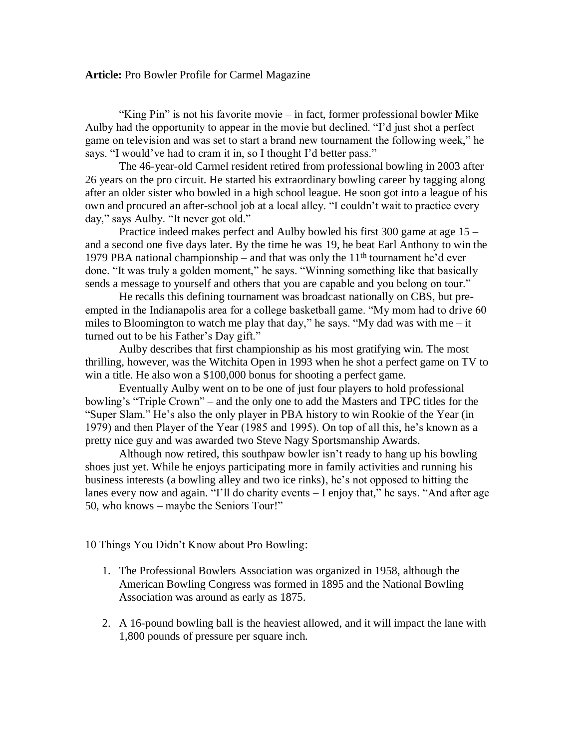**Article:** Pro Bowler Profile for Carmel Magazine

"King Pin" is not his favorite movie – in fact, former professional bowler Mike Aulby had the opportunity to appear in the movie but declined. "I'd just shot a perfect game on television and was set to start a brand new tournament the following week," he says. "I would've had to cram it in, so I thought I'd better pass."

The 46-year-old Carmel resident retired from professional bowling in 2003 after 26 years on the pro circuit. He started his extraordinary bowling career by tagging along after an older sister who bowled in a high school league. He soon got into a league of his own and procured an after-school job at a local alley. "I couldn't wait to practice every day," says Aulby. "It never got old."

Practice indeed makes perfect and Aulby bowled his first 300 game at age 15 – and a second one five days later. By the time he was 19, he beat Earl Anthony to win the 1979 PBA national championship – and that was only the 11th tournament he'd ever done. "It was truly a golden moment," he says. "Winning something like that basically sends a message to yourself and others that you are capable and you belong on tour."

He recalls this defining tournament was broadcast nationally on CBS, but pre-empted in the Indianapolis area for a college basketball game. "My mom had to drive 60 miles to Bloomington to watch me play that day," he says. "My dad was with me – it turned out to be his Father's Day gift."

Aulby describes that first championship as his most gratifying win. The most thrilling, however, was the Witchita Open in 1993 when he shot a perfect game on TV to win a title. He also won a $100,000 bonus for shooting a perfect game.

Eventually Aulby went on to be one of just four players to hold professional bowling's "Triple Crown" – and the only one to add the Masters and TPC titles for the "Super Slam." He's also the only player in PBA history to win Rookie of the Year (in 1979) and then Player of the Year (1985 and 1995). On top of all this, he's known as a pretty nice guy and was awarded two Steve Nagy Sportsmanship Awards.

Although now retired, this southpaw bowler isn't ready to hang up his bowling shoes just yet. While he enjoys participating more in family activities and running his business interests (a bowling alley and two ice rinks), he's not opposed to hitting the lanes every now and again. "I'll do charity events – I enjoy that," he says. "And after age 50, who knows – maybe the Seniors Tour!"

10 Things You Didn't Know about Pro Bowling:

1. The Professional Bowlers Association was organized in 1958, although the American Bowling Congress was formed in 1895 and the National Bowling Association was around as early as 1875.

2. A 16-pound bowling ball is the heaviest allowed, and it will impact the lane with 1,800 pounds of pressure per square inch.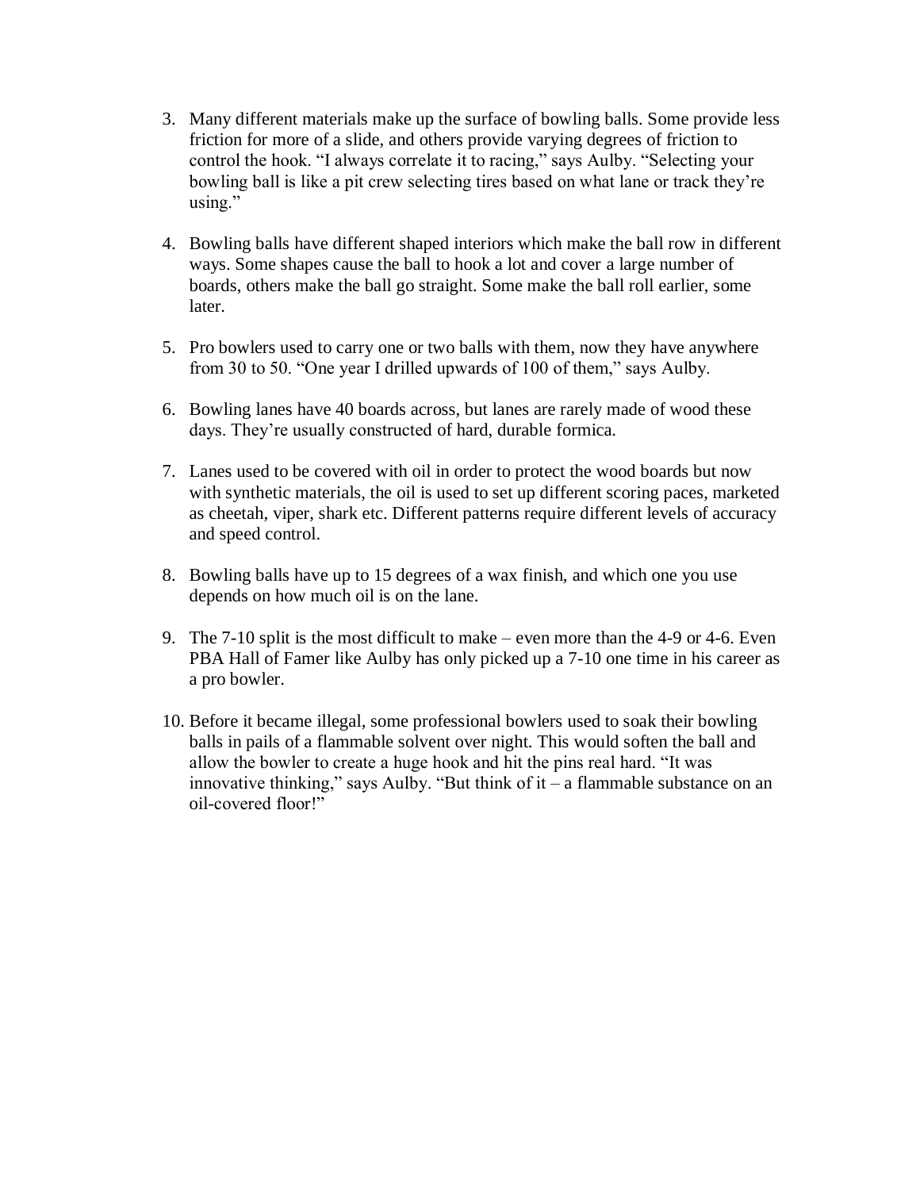3. Many different materials make up the surface of bowling balls. Some provide less friction for more of a slide, and others provide varying degrees of friction to control the hook. "I always correlate it to racing," says Aulby. "Selecting your bowling ball is like a pit crew selecting tires based on what lane or track they're using."

4. Bowling balls have different shaped interiors which make the ball row in different ways. Some shapes cause the ball to hook a lot and cover a large number of boards, others make the ball go straight. Some make the ball roll earlier, some later.

5. Pro bowlers used to carry one or two balls with them, now they have anywhere from 30 to 50. "One year I drilled upwards of 100 of them," says Aulby.

6. Bowling lanes have 40 boards across, but lanes are rarely made of wood these days. They're usually constructed of hard, durable formica.

7. Lanes used to be covered with oil in order to protect the wood boards but now with synthetic materials, the oil is used to set up different scoring paces, marketed as cheetah, viper, shark etc. Different patterns require different levels of accuracy and speed control.

8. Bowling balls have up to 15 degrees of a wax finish, and which one you use depends on how much oil is on the lane.

9. The 7-10 split is the most difficult to make – even more than the 4-9 or 4-6. Even PBA Hall of Famer like Aulby has only picked up a 7-10 one time in his career as a pro bowler.

10. Before it became illegal, some professional bowlers used to soak their bowling balls in pails of a flammable solvent over night. This would soften the ball and allow the bowler to create a huge hook and hit the pins real hard. "It was innovative thinking," says Aulby. "But think of it – a flammable substance on an oil-covered floor!"